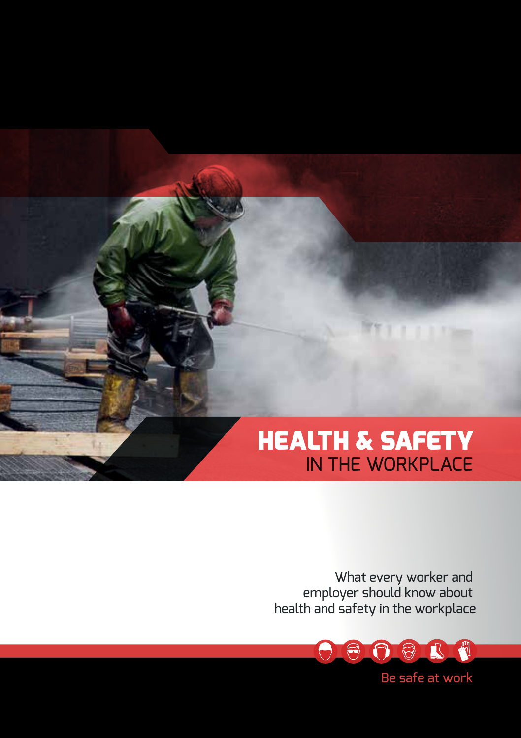# HEALTH & SAFETY
## IN THE WORKPLACE

What every worker and employer should know about health and safety in the workplace

Be safe at work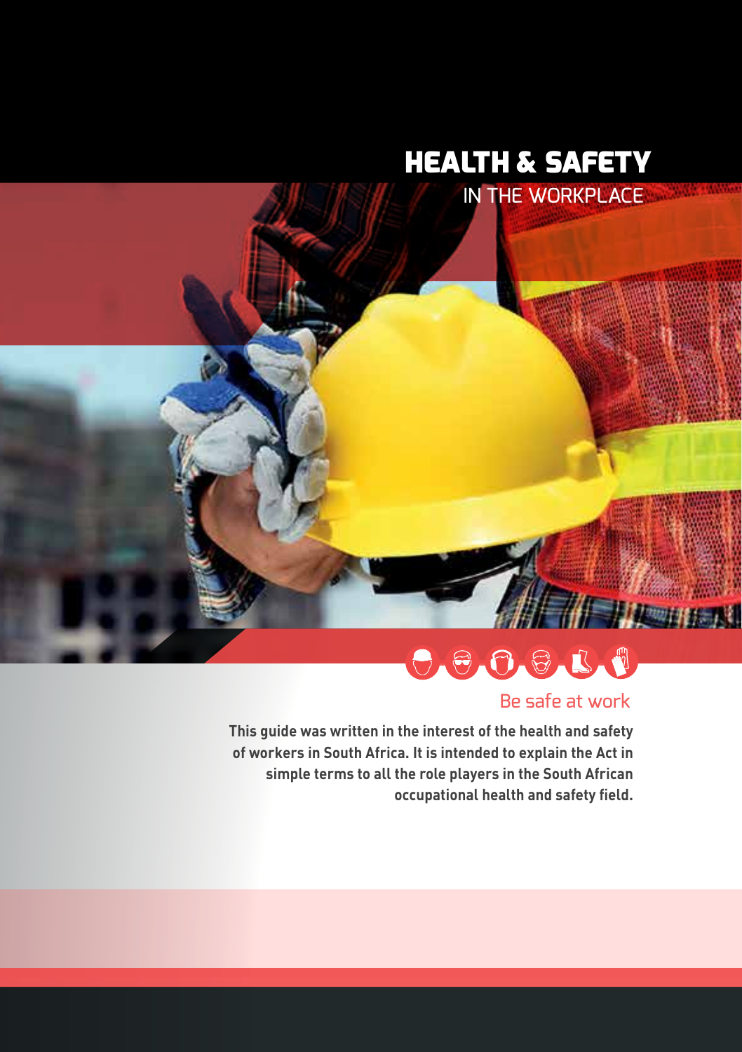# HEALTH & SAFETY

## IN THE WORKPLACE

Be safe at work

**This guide was written in the interest of the health and safety of workers in South Africa. It is intended to explain the Act in simple terms to all the role players in the South African occupational health and safety field.**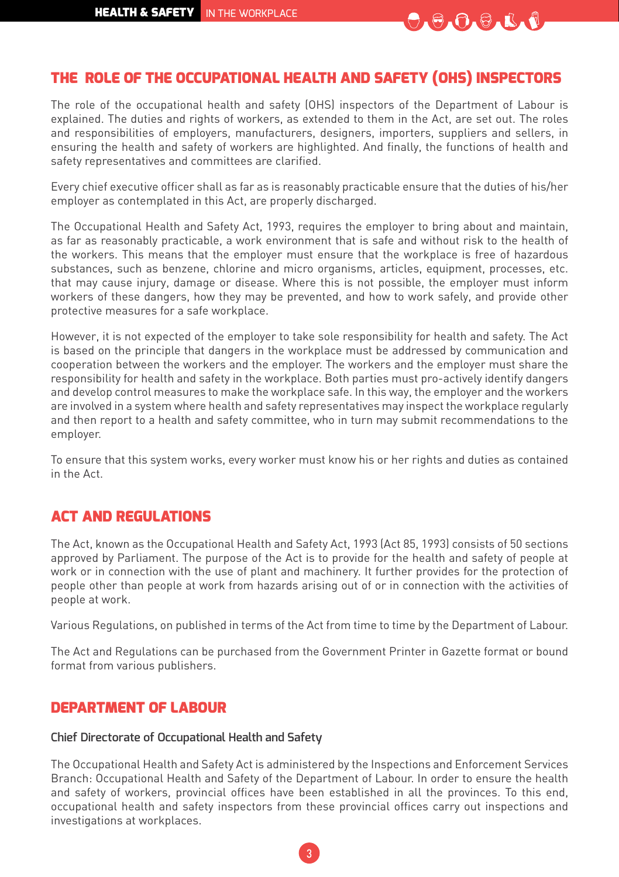## THE ROLE OF THE OCCUPATIONAL HEALTH AND SAFETY (OHS) INSPECTORS

The role of the occupational health and safety (OHS) inspectors of the Department of Labour is explained. The duties and rights of workers, as extended to them in the Act, are set out. The roles and responsibilities of employers, manufacturers, designers, importers, suppliers and sellers, in ensuring the health and safety of workers are highlighted. And finally, the functions of health and safety representatives and committees are clarified.

Every chief executive officer shall as far as is reasonably practicable ensure that the duties of his/her employer as contemplated in this Act, are properly discharged.

The Occupational Health and Safety Act, 1993, requires the employer to bring about and maintain, as far as reasonably practicable, a work environment that is safe and without risk to the health of the workers. This means that the employer must ensure that the workplace is free of hazardous substances, such as benzene, chlorine and micro organisms, articles, equipment, processes, etc. that may cause injury, damage or disease. Where this is not possible, the employer must inform workers of these dangers, how they may be prevented, and how to work safely, and provide other protective measures for a safe workplace.

However, it is not expected of the employer to take sole responsibility for health and safety. The Act is based on the principle that dangers in the workplace must be addressed by communication and cooperation between the workers and the employer. The workers and the employer must share the responsibility for health and safety in the workplace. Both parties must pro-actively identify dangers and develop control measures to make the workplace safe. In this way, the employer and the workers are involved in a system where health and safety representatives may inspect the workplace regularly and then report to a health and safety committee, who in turn may submit recommendations to the employer.

To ensure that this system works, every worker must know his or her rights and duties as contained in the Act.

## ACT AND REGULATIONS

The Act, known as the Occupational Health and Safety Act, 1993 (Act 85, 1993) consists of 50 sections approved by Parliament. The purpose of the Act is to provide for the health and safety of people at work or in connection with the use of plant and machinery. It further provides for the protection of people other than people at work from hazards arising out of or in connection with the activities of people at work.

Various Regulations, on published in terms of the Act from time to time by the Department of Labour.

The Act and Regulations can be purchased from the Government Printer in Gazette format or bound format from various publishers.

## DEPARTMENT OF LABOUR

### Chief Directorate of Occupational Health and Safety

The Occupational Health and Safety Act is administered by the Inspections and Enforcement Services Branch: Occupational Health and Safety of the Department of Labour. In order to ensure the health and safety of workers, provincial offices have been established in all the provinces. To this end, occupational health and safety inspectors from these provincial offices carry out inspections and investigations at workplaces.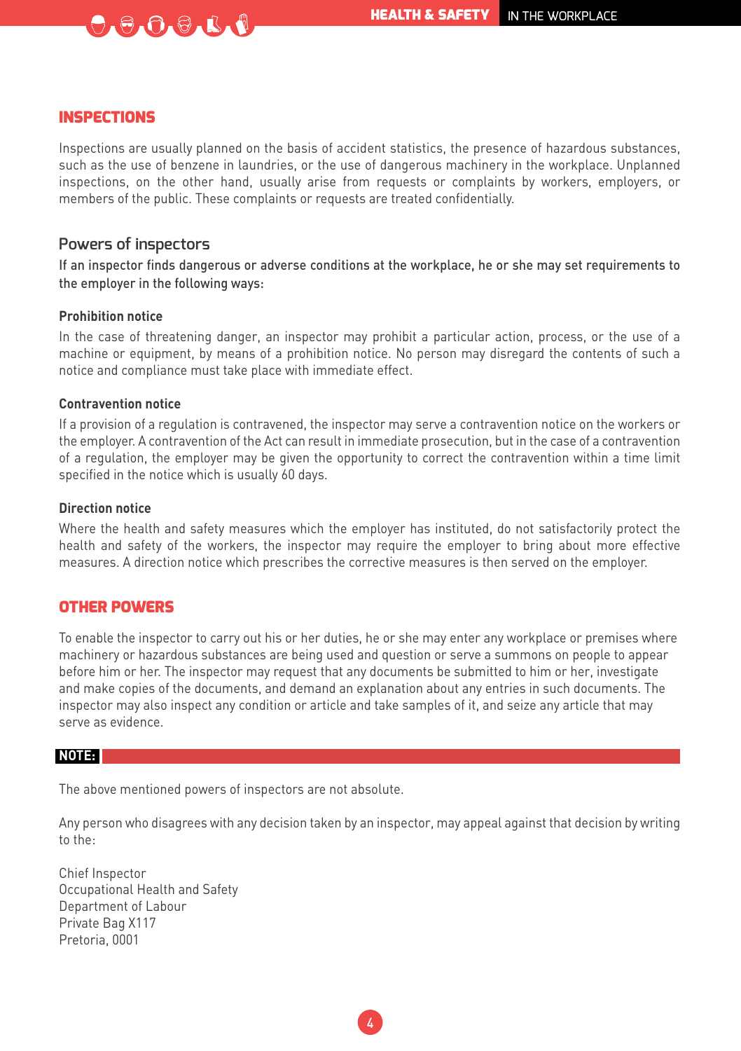## INSPECTIONS

Inspections are usually planned on the basis of accident statistics, the presence of hazardous substances, such as the use of benzene in laundries, or the use of dangerous machinery in the workplace. Unplanned inspections, on the other hand, usually arise from requests or complaints by workers, employers, or members of the public. These complaints or requests are treated confidentially.

### Powers of inspectors

**If an inspector finds dangerous or adverse conditions at the workplace, he or she may set requirements to the employer in the following ways:**

#### Prohibition notice

In the case of threatening danger, an inspector may prohibit a particular action, process, or the use of a machine or equipment, by means of a prohibition notice. No person may disregard the contents of such a notice and compliance must take place with immediate effect.

#### Contravention notice

If a provision of a regulation is contravened, the inspector may serve a contravention notice on the workers or the employer. A contravention of the Act can result in immediate prosecution, but in the case of a contravention of a regulation, the employer may be given the opportunity to correct the contravention within a time limit specified in the notice which is usually 60 days.

#### Direction notice

Where the health and safety measures which the employer has instituted, do not satisfactorily protect the health and safety of the workers, the inspector may require the employer to bring about more effective measures. A direction notice which prescribes the corrective measures is then served on the employer.

## OTHER POWERS

To enable the inspector to carry out his or her duties, he or she may enter any workplace or premises where machinery or hazardous substances are being used and question or serve a summons on people to appear before him or her. The inspector may request that any documents be submitted to him or her, investigate and make copies of the documents, and demand an explanation about any entries in such documents. The inspector may also inspect any condition or article and take samples of it, and seize any article that may serve as evidence.

**NOTE:**

The above mentioned powers of inspectors are not absolute.

Any person who disagrees with any decision taken by an inspector, may appeal against that decision by writing to the:

Chief Inspector
Occupational Health and Safety
Department of Labour
Private Bag X117
Pretoria, 0001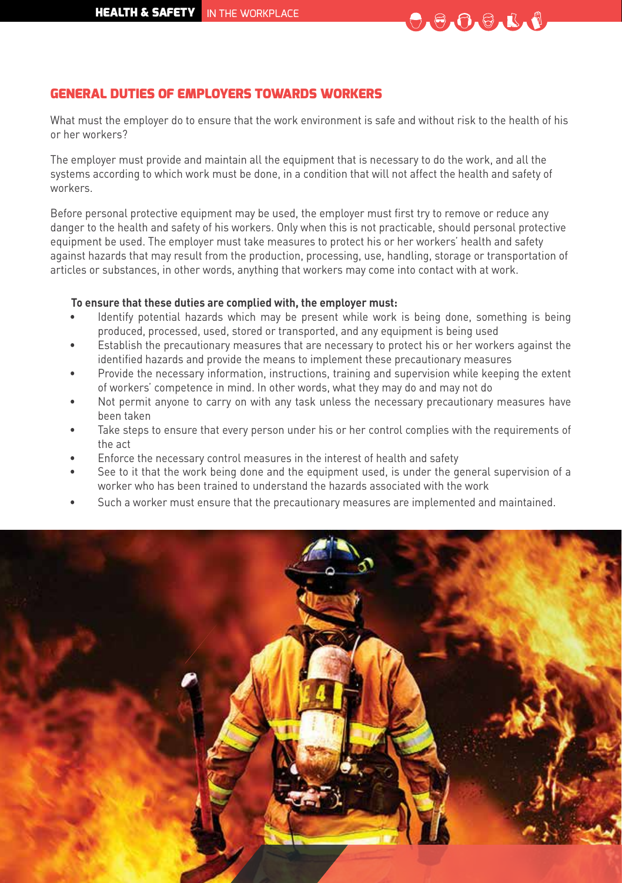## GENERAL DUTIES OF EMPLOYERS TOWARDS WORKERS

What must the employer do to ensure that the work environment is safe and without risk to the health of his or her workers?

The employer must provide and maintain all the equipment that is necessary to do the work, and all the systems according to which work must be done, in a condition that will not affect the health and safety of workers.

Before personal protective equipment may be used, the employer must first try to remove or reduce any danger to the health and safety of his workers. Only when this is not practicable, should personal protective equipment be used. The employer must take measures to protect his or her workers' health and safety against hazards that may result from the production, processing, use, handling, storage or transportation of articles or substances, in other words, anything that workers may come into contact with at work.

**To ensure that these duties are complied with, the employer must:**

- Identify potential hazards which may be present while work is being done, something is being produced, processed, used, stored or transported, and any equipment is being used
- Establish the precautionary measures that are necessary to protect his or her workers against the identified hazards and provide the means to implement these precautionary measures
- Provide the necessary information, instructions, training and supervision while keeping the extent of workers' competence in mind. In other words, what they may do and may not do
- Not permit anyone to carry on with any task unless the necessary precautionary measures have been taken
- Take steps to ensure that every person under his or her control complies with the requirements of the act
- Enforce the necessary control measures in the interest of health and safety
- See to it that the work being done and the equipment used, is under the general supervision of a worker who has been trained to understand the hazards associated with the work
- Such a worker must ensure that the precautionary measures are implemented and maintained.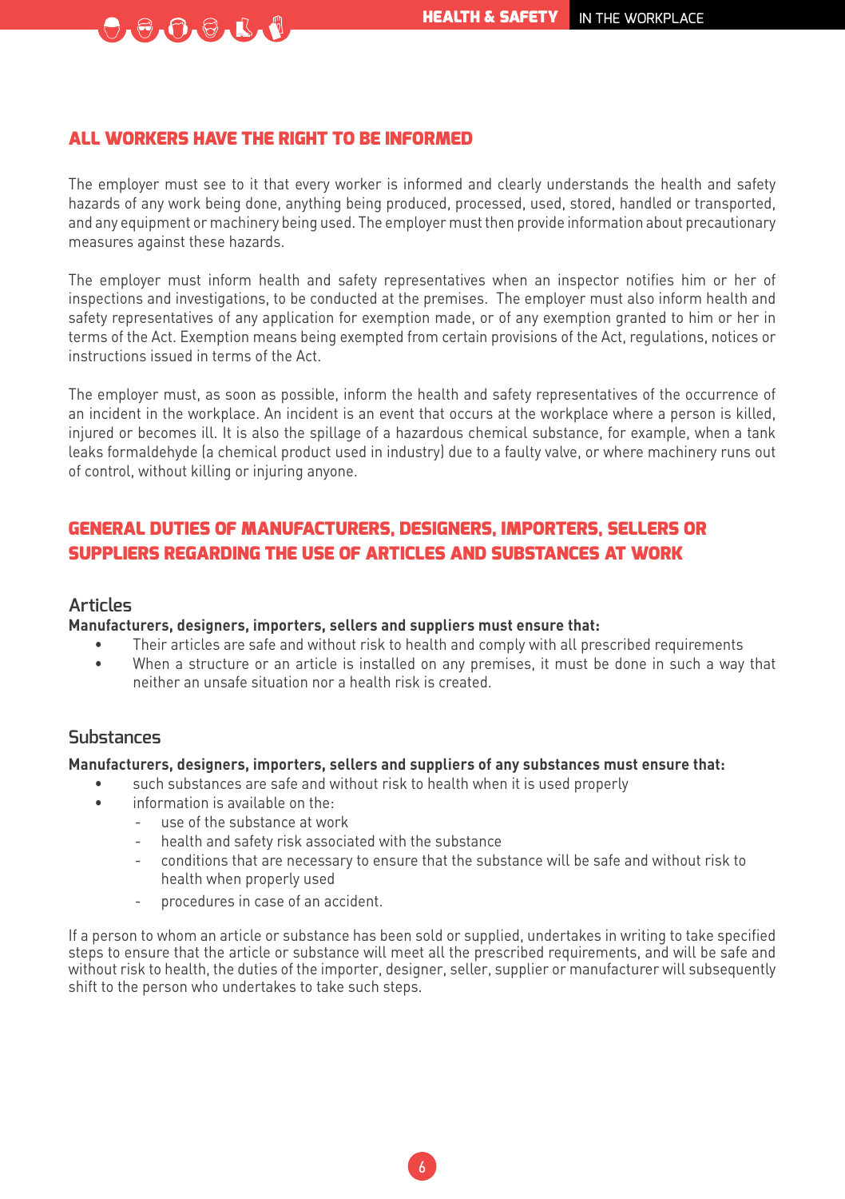## ALL WORKERS HAVE THE RIGHT TO BE INFORMED

The employer must see to it that every worker is informed and clearly understands the health and safety hazards of any work being done, anything being produced, processed, used, stored, handled or transported, and any equipment or machinery being used. The employer must then provide information about precautionary measures against these hazards.

The employer must inform health and safety representatives when an inspector notifies him or her of inspections and investigations, to be conducted at the premises. The employer must also inform health and safety representatives of any application for exemption made, or of any exemption granted to him or her in terms of the Act. Exemption means being exempted from certain provisions of the Act, regulations, notices or instructions issued in terms of the Act.

The employer must, as soon as possible, inform the health and safety representatives of the occurrence of an incident in the workplace. An incident is an event that occurs at the workplace where a person is killed, injured or becomes ill. It is also the spillage of a hazardous chemical substance, for example, when a tank leaks formaldehyde (a chemical product used in industry) due to a faulty valve, or where machinery runs out of control, without killing or injuring anyone.

## GENERAL DUTIES OF MANUFACTURERS, DESIGNERS, IMPORTERS, SELLERS OR SUPPLIERS REGARDING THE USE OF ARTICLES AND SUBSTANCES AT WORK

### Articles

**Manufacturers, designers, importers, sellers and suppliers must ensure that:**

- Their articles are safe and without risk to health and comply with all prescribed requirements
- When a structure or an article is installed on any premises, it must be done in such a way that neither an unsafe situation nor a health risk is created.

### Substances

**Manufacturers, designers, importers, sellers and suppliers of any substances must ensure that:**

- such substances are safe and without risk to health when it is used properly
- information is available on the:
  - use of the substance at work
  - health and safety risk associated with the substance
  - conditions that are necessary to ensure that the substance will be safe and without risk to health when properly used
  - procedures in case of an accident.

If a person to whom an article or substance has been sold or supplied, undertakes in writing to take specified steps to ensure that the article or substance will meet all the prescribed requirements, and will be safe and without risk to health, the duties of the importer, designer, seller, supplier or manufacturer will subsequently shift to the person who undertakes to take such steps.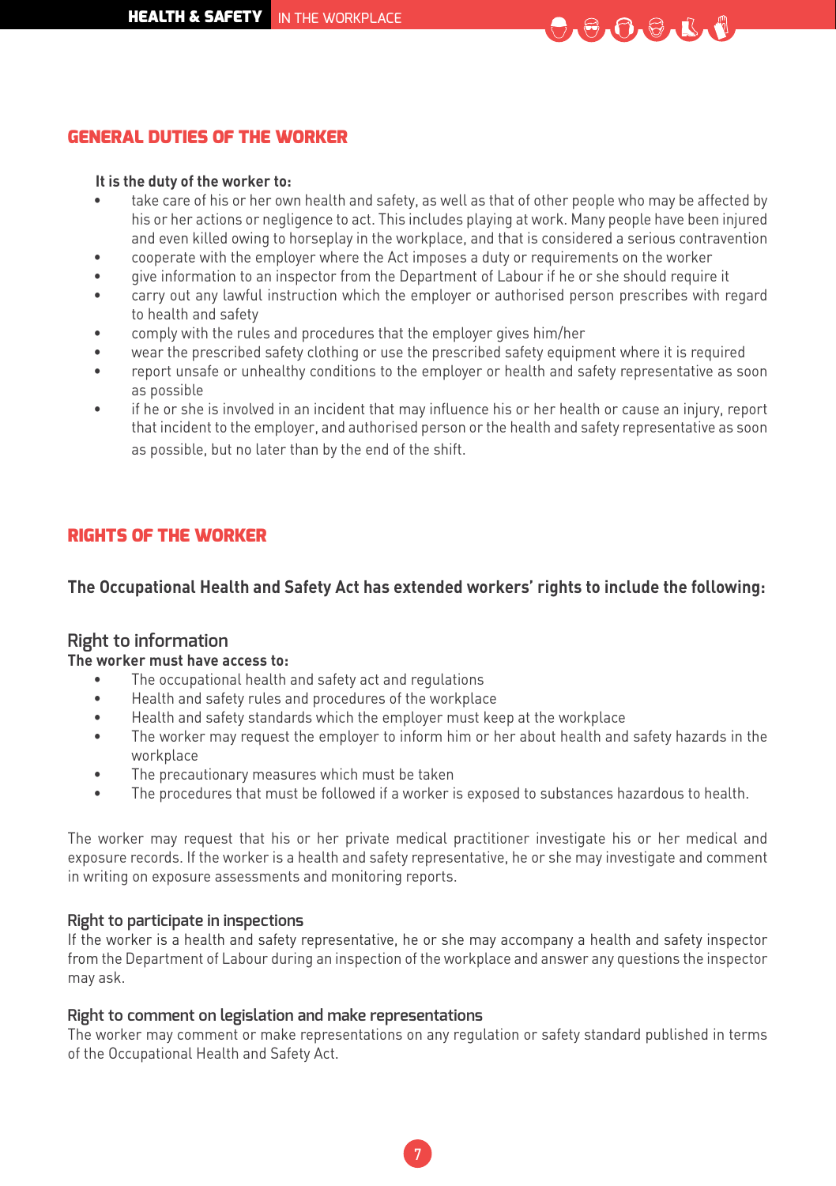## GENERAL DUTIES OF THE WORKER

**It is the duty of the worker to:**

- take care of his or her own health and safety, as well as that of other people who may be affected by his or her actions or negligence to act. This includes playing at work. Many people have been injured and even killed owing to horseplay in the workplace, and that is considered a serious contravention
- cooperate with the employer where the Act imposes a duty or requirements on the worker
- give information to an inspector from the Department of Labour if he or she should require it
- carry out any lawful instruction which the employer or authorised person prescribes with regard to health and safety
- comply with the rules and procedures that the employer gives him/her
- wear the prescribed safety clothing or use the prescribed safety equipment where it is required
- report unsafe or unhealthy conditions to the employer or health and safety representative as soon as possible
- if he or she is involved in an incident that may influence his or her health or cause an injury, report that incident to the employer, and authorised person or the health and safety representative as soon as possible, but no later than by the end of the shift.

## RIGHTS OF THE WORKER

**The Occupational Health and Safety Act has extended workers' rights to include the following:**

### Right to information

**The worker must have access to:**

- The occupational health and safety act and regulations
- Health and safety rules and procedures of the workplace
- Health and safety standards which the employer must keep at the workplace
- The worker may request the employer to inform him or her about health and safety hazards in the workplace
- The precautionary measures which must be taken
- The procedures that must be followed if a worker is exposed to substances hazardous to health.

The worker may request that his or her private medical practitioner investigate his or her medical and exposure records. If the worker is a health and safety representative, he or she may investigate and comment in writing on exposure assessments and monitoring reports.

### Right to participate in inspections

If the worker is a health and safety representative, he or she may accompany a health and safety inspector from the Department of Labour during an inspection of the workplace and answer any questions the inspector may ask.

### Right to comment on legislation and make representations

The worker may comment or make representations on any regulation or safety standard published in terms of the Occupational Health and Safety Act.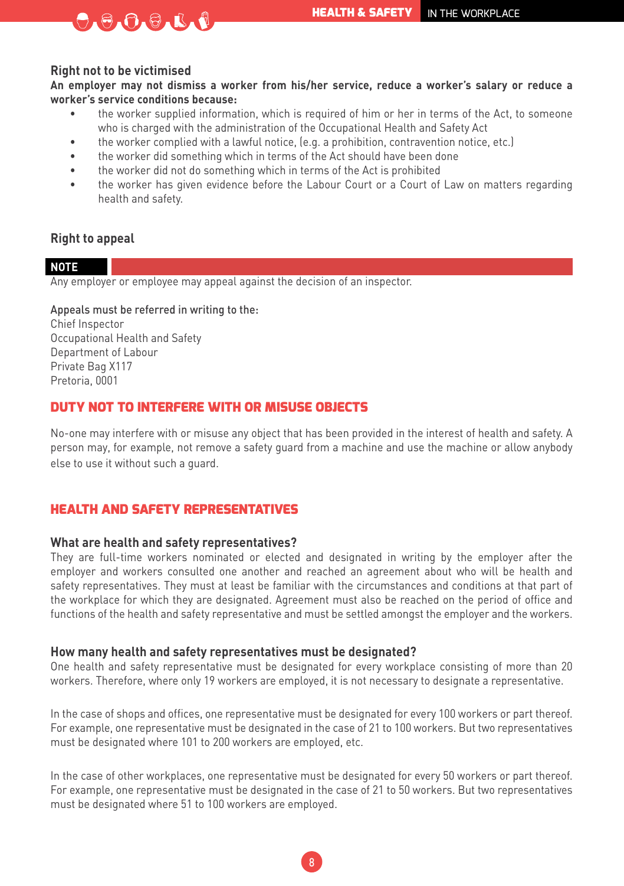### Right not to be victimised

**An employer may not dismiss a worker from his/her service, reduce a worker's salary or reduce a worker's service conditions because:**

- the worker supplied information, which is required of him or her in terms of the Act, to someone who is charged with the administration of the Occupational Health and Safety Act
- the worker complied with a lawful notice, (e.g. a prohibition, contravention notice, etc.)
- the worker did something which in terms of the Act should have been done
- the worker did not do something which in terms of the Act is prohibited
- the worker has given evidence before the Labour Court or a Court of Law on matters regarding health and safety.

### Right to appeal

**NOTE**

Any employer or employee may appeal against the decision of an inspector.

Appeals must be referred in writing to the:
Chief Inspector
Occupational Health and Safety
Department of Labour
Private Bag X117
Pretoria, 0001

## DUTY NOT TO INTERFERE WITH OR MISUSE OBJECTS

No-one may interfere with or misuse any object that has been provided in the interest of health and safety. A person may, for example, not remove a safety guard from a machine and use the machine or allow anybody else to use it without such a guard.

## HEALTH AND SAFETY REPRESENTATIVES

### What are health and safety representatives?

They are full-time workers nominated or elected and designated in writing by the employer after the employer and workers consulted one another and reached an agreement about who will be health and safety representatives. They must at least be familiar with the circumstances and conditions at that part of the workplace for which they are designated. Agreement must also be reached on the period of office and functions of the health and safety representative and must be settled amongst the employer and the workers.

### How many health and safety representatives must be designated?

One health and safety representative must be designated for every workplace consisting of more than 20 workers. Therefore, where only 19 workers are employed, it is not necessary to designate a representative.

In the case of shops and offices, one representative must be designated for every 100 workers or part thereof. For example, one representative must be designated in the case of 21 to 100 workers. But two representatives must be designated where 101 to 200 workers are employed, etc.

In the case of other workplaces, one representative must be designated for every 50 workers or part thereof. For example, one representative must be designated in the case of 21 to 50 workers. But two representatives must be designated where 51 to 100 workers are employed.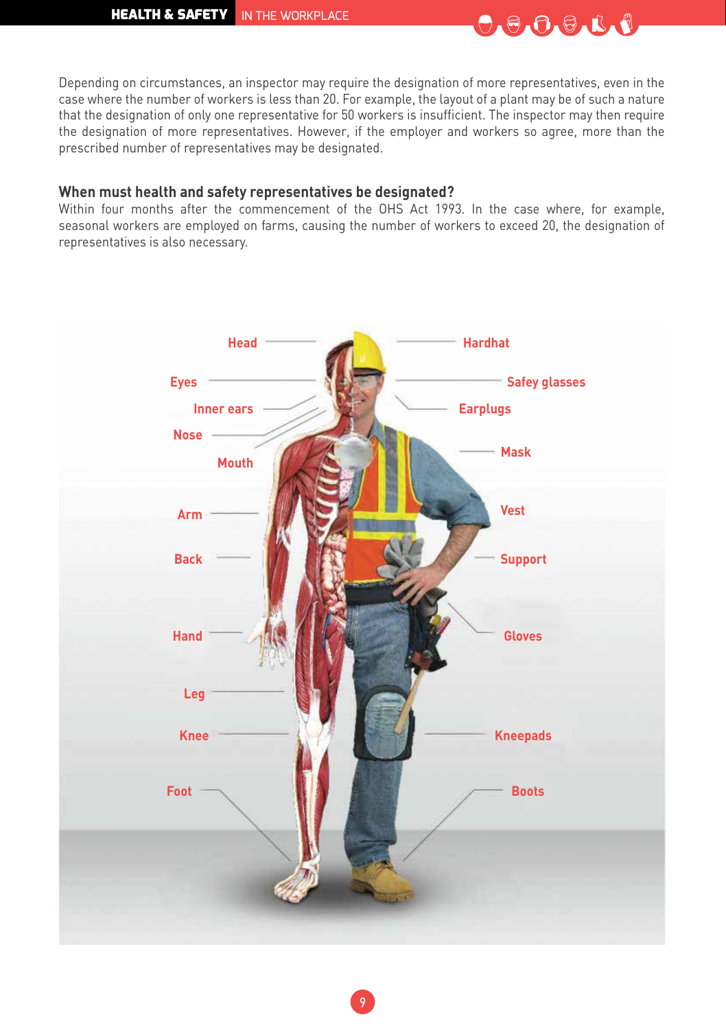Depending on circumstances, an inspector may require the designation of more representatives, even in the case where the number of workers is less than 20. For example, the layout of a plant may be of such a nature that the designation of only one representative for 50 workers is insufficient. The inspector may then require the designation of more representatives. However, if the employer and workers so agree, more than the prescribed number of representatives may be designated.

### When must health and safety representatives be designated?

Within four months after the commencement of the OHS Act 1993. In the case where, for example, seasonal workers are employed on farms, causing the number of workers to exceed 20, the designation of representatives is also necessary.

Head — Hardhat
Eyes — Safey glasses
Inner ears — Earplugs
Nose
Mouth — Mask
Arm — Vest
Back — Support
Hand — Gloves
Leg
Knee — Kneepads
Foot — Boots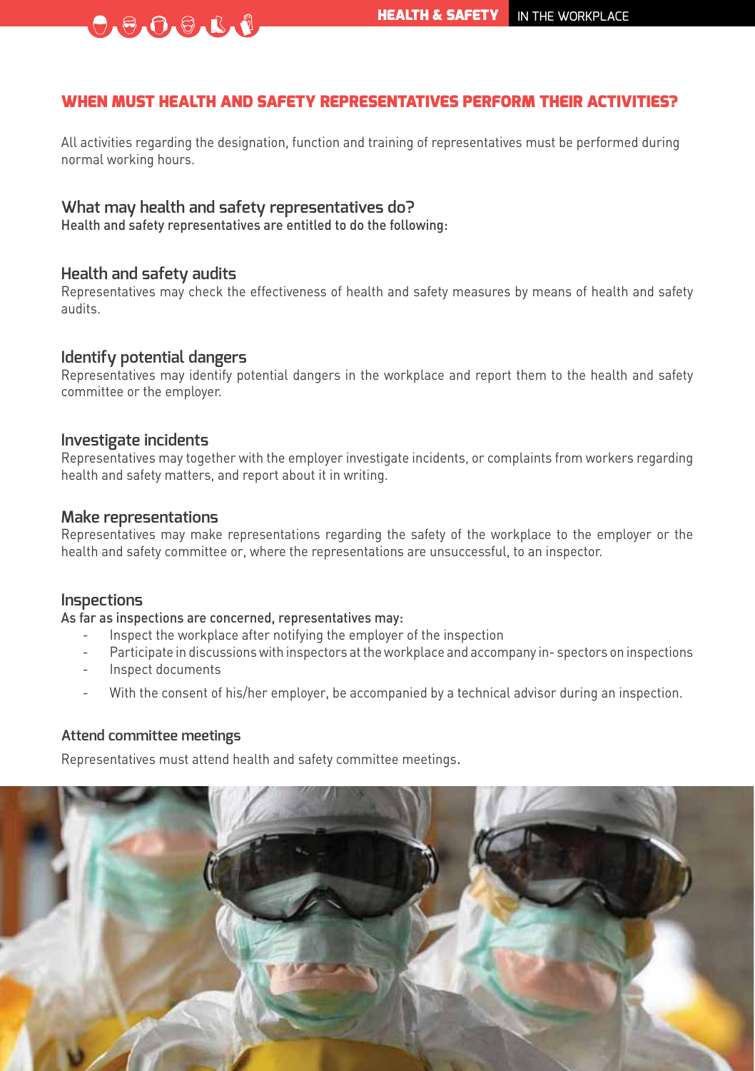## WHEN MUST HEALTH AND SAFETY REPRESENTATIVES PERFORM THEIR ACTIVITIES?

All activities regarding the designation, function and training of representatives must be performed during normal working hours.

### What may health and safety representatives do?

Health and safety representatives are entitled to do the following:

### Health and safety audits

Representatives may check the effectiveness of health and safety measures by means of health and safety audits.

### Identify potential dangers

Representatives may identify potential dangers in the workplace and report them to the health and safety committee or the employer.

### Investigate incidents

Representatives may together with the employer investigate incidents, or complaints from workers regarding health and safety matters, and report about it in writing.

### Make representations

Representatives may make representations regarding the safety of the workplace to the employer or the health and safety committee or, where the representations are unsuccessful, to an inspector.

### Inspections

As far as inspections are concerned, representatives may:

- Inspect the workplace after notifying the employer of the inspection
- Participate in discussions with inspectors at the workplace and accompany in- spectors on inspections
- Inspect documents
- With the consent of his/her employer, be accompanied by a technical advisor during an inspection.

### Attend committee meetings

Representatives must attend health and safety committee meetings.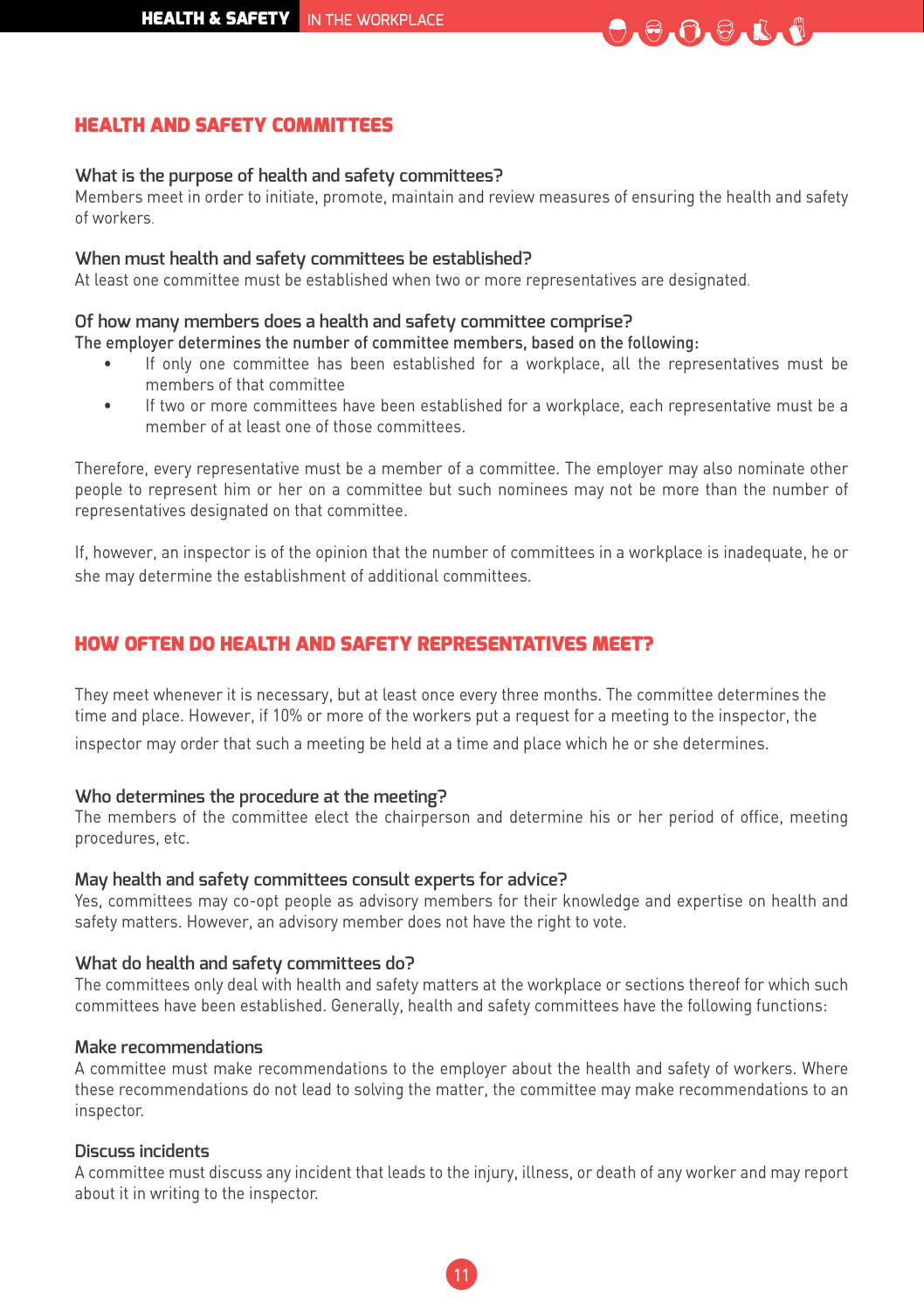## HEALTH AND SAFETY COMMITTEES

### What is the purpose of health and safety committees?

Members meet in order to initiate, promote, maintain and review measures of ensuring the health and safety of workers.

### When must health and safety committees be established?

At least one committee must be established when two or more representatives are designated.

### Of how many members does a health and safety committee comprise?

The employer determines the number of committee members, based on the following:

- If only one committee has been established for a workplace, all the representatives must be members of that committee
- If two or more committees have been established for a workplace, each representative must be a member of at least one of those committees.

Therefore, every representative must be a member of a committee. The employer may also nominate other people to represent him or her on a committee but such nominees may not be more than the number of representatives designated on that committee.

If, however, an inspector is of the opinion that the number of committees in a workplace is inadequate, he or she may determine the establishment of additional committees.

## HOW OFTEN DO HEALTH AND SAFETY REPRESENTATIVES MEET?

They meet whenever it is necessary, but at least once every three months. The committee determines the time and place. However, if 10% or more of the workers put a request for a meeting to the inspector, the inspector may order that such a meeting be held at a time and place which he or she determines.

### Who determines the procedure at the meeting?

The members of the committee elect the chairperson and determine his or her period of office, meeting procedures, etc.

### May health and safety committees consult experts for advice?

Yes, committees may co-opt people as advisory members for their knowledge and expertise on health and safety matters. However, an advisory member does not have the right to vote.

### What do health and safety committees do?

The committees only deal with health and safety matters at the workplace or sections thereof for which such committees have been established. Generally, health and safety committees have the following functions:

### Make recommendations

A committee must make recommendations to the employer about the health and safety of workers. Where these recommendations do not lead to solving the matter, the committee may make recommendations to an inspector.

### Discuss incidents

A committee must discuss any incident that leads to the injury, illness, or death of any worker and may report about it in writing to the inspector.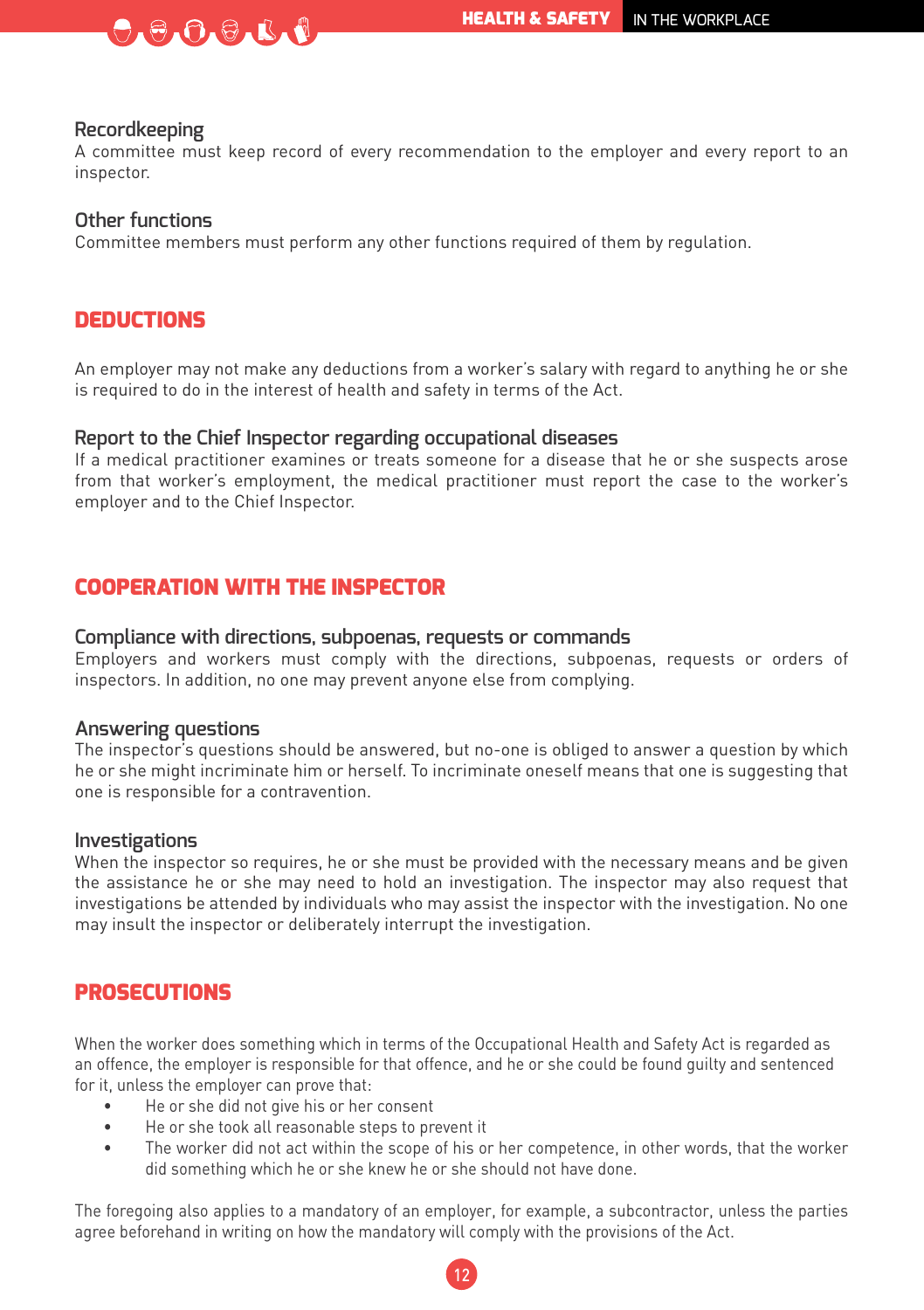### Recordkeeping

A committee must keep record of every recommendation to the employer and every report to an inspector.

### Other functions

Committee members must perform any other functions required of them by regulation.

## DEDUCTIONS

An employer may not make any deductions from a worker's salary with regard to anything he or she is required to do in the interest of health and safety in terms of the Act.

### Report to the Chief Inspector regarding occupational diseases

If a medical practitioner examines or treats someone for a disease that he or she suspects arose from that worker's employment, the medical practitioner must report the case to the worker's employer and to the Chief Inspector.

## COOPERATION WITH THE INSPECTOR

### Compliance with directions, subpoenas, requests or commands

Employers and workers must comply with the directions, subpoenas, requests or orders of inspectors. In addition, no one may prevent anyone else from complying.

### Answering questions

The inspector's questions should be answered, but no-one is obliged to answer a question by which he or she might incriminate him or herself. To incriminate oneself means that one is suggesting that one is responsible for a contravention.

### Investigations

When the inspector so requires, he or she must be provided with the necessary means and be given the assistance he or she may need to hold an investigation. The inspector may also request that investigations be attended by individuals who may assist the inspector with the investigation. No one may insult the inspector or deliberately interrupt the investigation.

## PROSECUTIONS

When the worker does something which in terms of the Occupational Health and Safety Act is regarded as an offence, the employer is responsible for that offence, and he or she could be found guilty and sentenced for it, unless the employer can prove that:

- He or she did not give his or her consent
- He or she took all reasonable steps to prevent it
- The worker did not act within the scope of his or her competence, in other words, that the worker did something which he or she knew he or she should not have done.

The foregoing also applies to a mandatory of an employer, for example, a subcontractor, unless the parties agree beforehand in writing on how the mandatory will comply with the provisions of the Act.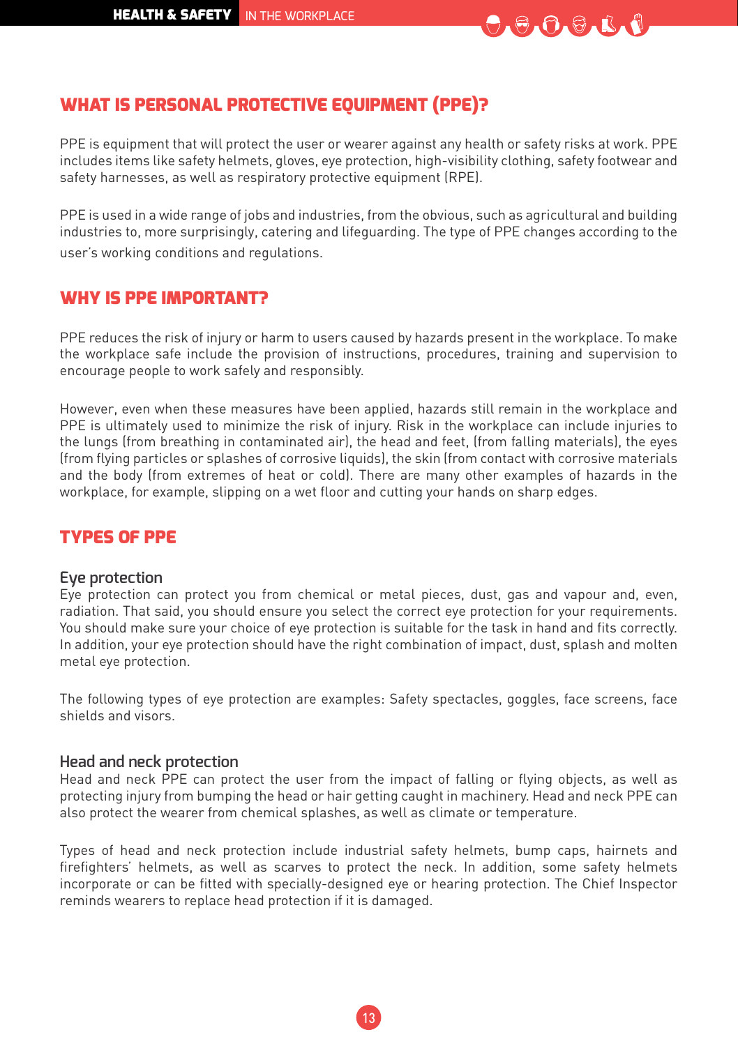## WHAT IS PERSONAL PROTECTIVE EQUIPMENT (PPE)?

PPE is equipment that will protect the user or wearer against any health or safety risks at work. PPE includes items like safety helmets, gloves, eye protection, high-visibility clothing, safety footwear and safety harnesses, as well as respiratory protective equipment (RPE).

PPE is used in a wide range of jobs and industries, from the obvious, such as agricultural and building industries to, more surprisingly, catering and lifeguarding. The type of PPE changes according to the user's working conditions and regulations.

## WHY IS PPE IMPORTANT?

PPE reduces the risk of injury or harm to users caused by hazards present in the workplace. To make the workplace safe include the provision of instructions, procedures, training and supervision to encourage people to work safely and responsibly.

However, even when these measures have been applied, hazards still remain in the workplace and PPE is ultimately used to minimize the risk of injury. Risk in the workplace can include injuries to the lungs (from breathing in contaminated air), the head and feet, (from falling materials), the eyes (from flying particles or splashes of corrosive liquids), the skin (from contact with corrosive materials and the body (from extremes of heat or cold). There are many other examples of hazards in the workplace, for example, slipping on a wet floor and cutting your hands on sharp edges.

## TYPES OF PPE

### Eye protection

Eye protection can protect you from chemical or metal pieces, dust, gas and vapour and, even, radiation. That said, you should ensure you select the correct eye protection for your requirements. You should make sure your choice of eye protection is suitable for the task in hand and fits correctly. In addition, your eye protection should have the right combination of impact, dust, splash and molten metal eye protection.

The following types of eye protection are examples: Safety spectacles, goggles, face screens, face shields and visors.

### Head and neck protection

Head and neck PPE can protect the user from the impact of falling or flying objects, as well as protecting injury from bumping the head or hair getting caught in machinery. Head and neck PPE can also protect the wearer from chemical splashes, as well as climate or temperature.

Types of head and neck protection include industrial safety helmets, bump caps, hairnets and firefighters' helmets, as well as scarves to protect the neck. In addition, some safety helmets incorporate or can be fitted with specially-designed eye or hearing protection. The Chief Inspector reminds wearers to replace head protection if it is damaged.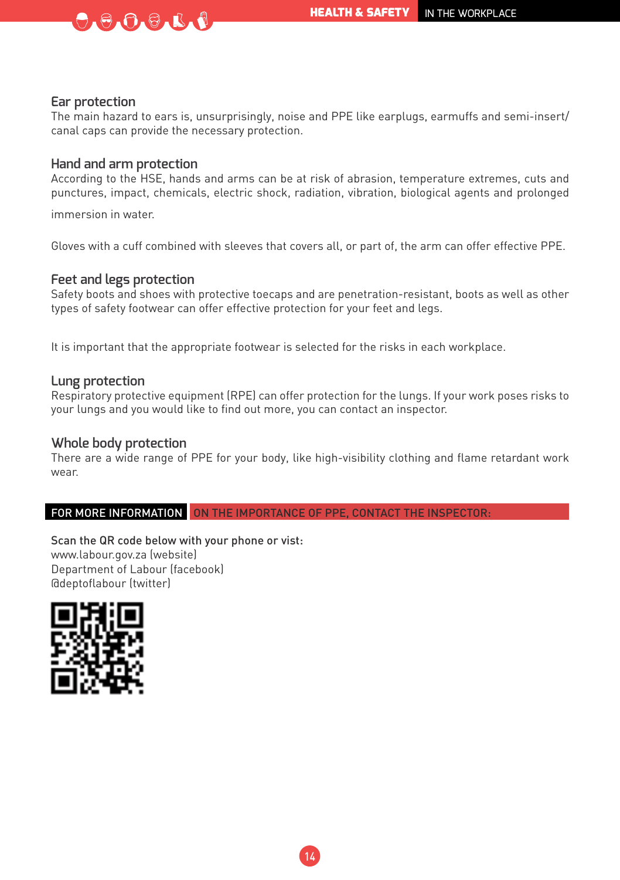## Ear protection

The main hazard to ears is, unsurprisingly, noise and PPE like earplugs, earmuffs and semi-insert/ canal caps can provide the necessary protection.

## Hand and arm protection

According to the HSE, hands and arms can be at risk of abrasion, temperature extremes, cuts and punctures, impact, chemicals, electric shock, radiation, vibration, biological agents and prolonged immersion in water.

Gloves with a cuff combined with sleeves that covers all, or part of, the arm can offer effective PPE.

## Feet and legs protection

Safety boots and shoes with protective toecaps and are penetration-resistant, boots as well as other types of safety footwear can offer effective protection for your feet and legs.

It is important that the appropriate footwear is selected for the risks in each workplace.

## Lung protection

Respiratory protective equipment (RPE) can offer protection for the lungs. If your work poses risks to your lungs and you would like to find out more, you can contact an inspector.

## Whole body protection

There are a wide range of PPE for your body, like high-visibility clothing and flame retardant work wear.

**FOR MORE INFORMATION ON THE IMPORTANCE OF PPE, CONTACT THE INSPECTOR:**

Scan the QR code below with your phone or vist:
www.labour.gov.za (website)
Department of Labour (facebook)
@deptoflabour (twitter)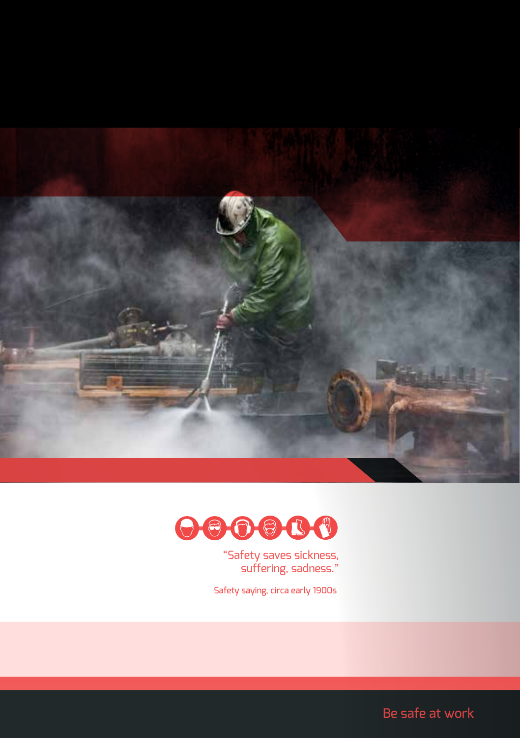"Safety saves sickness, suffering, sadness."

Safety saying, circa early 1900s

Be safe at work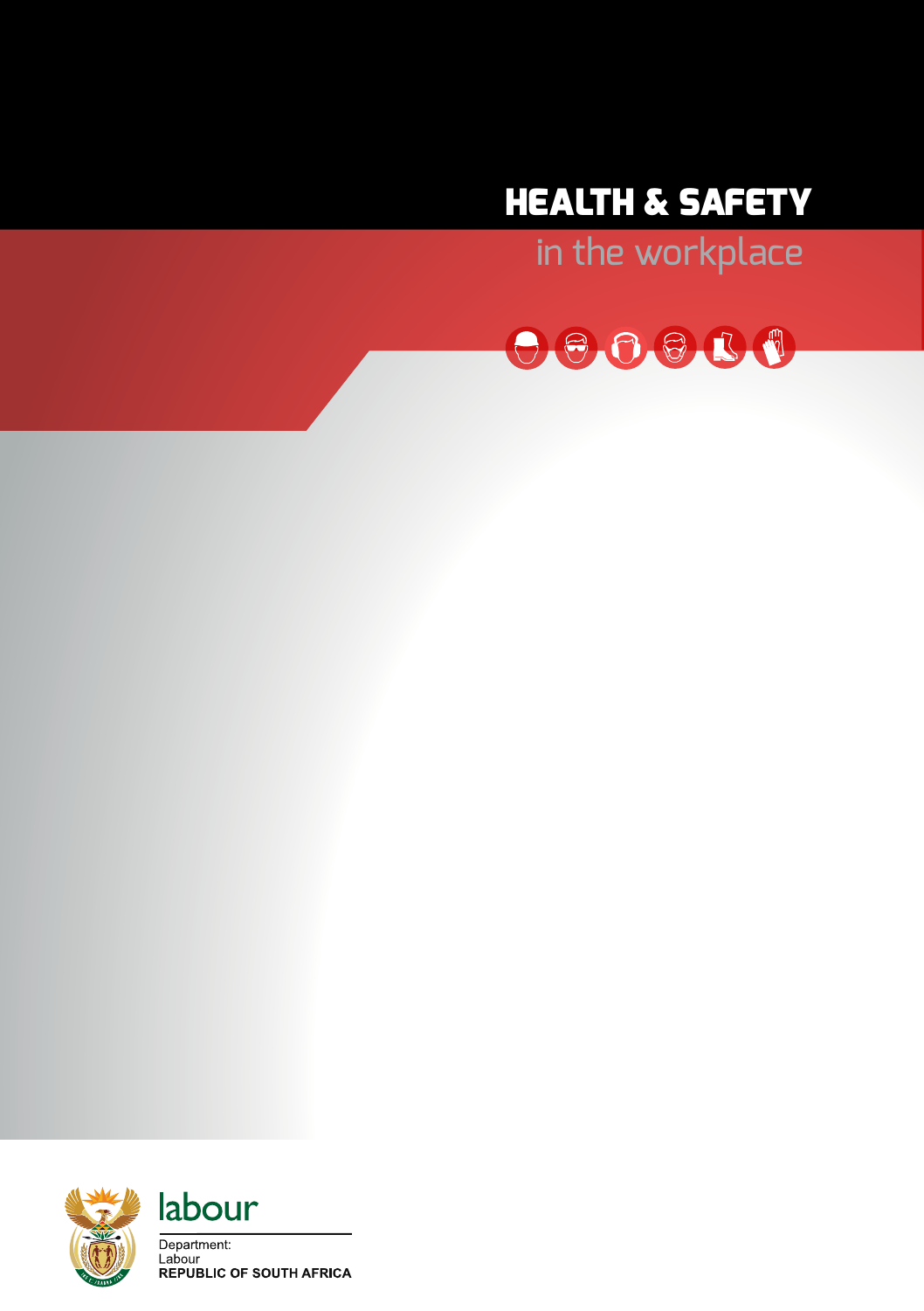# HEALTH & SAFETY

in the workplace

labour

Department:
Labour
**REPUBLIC OF SOUTH AFRICA**